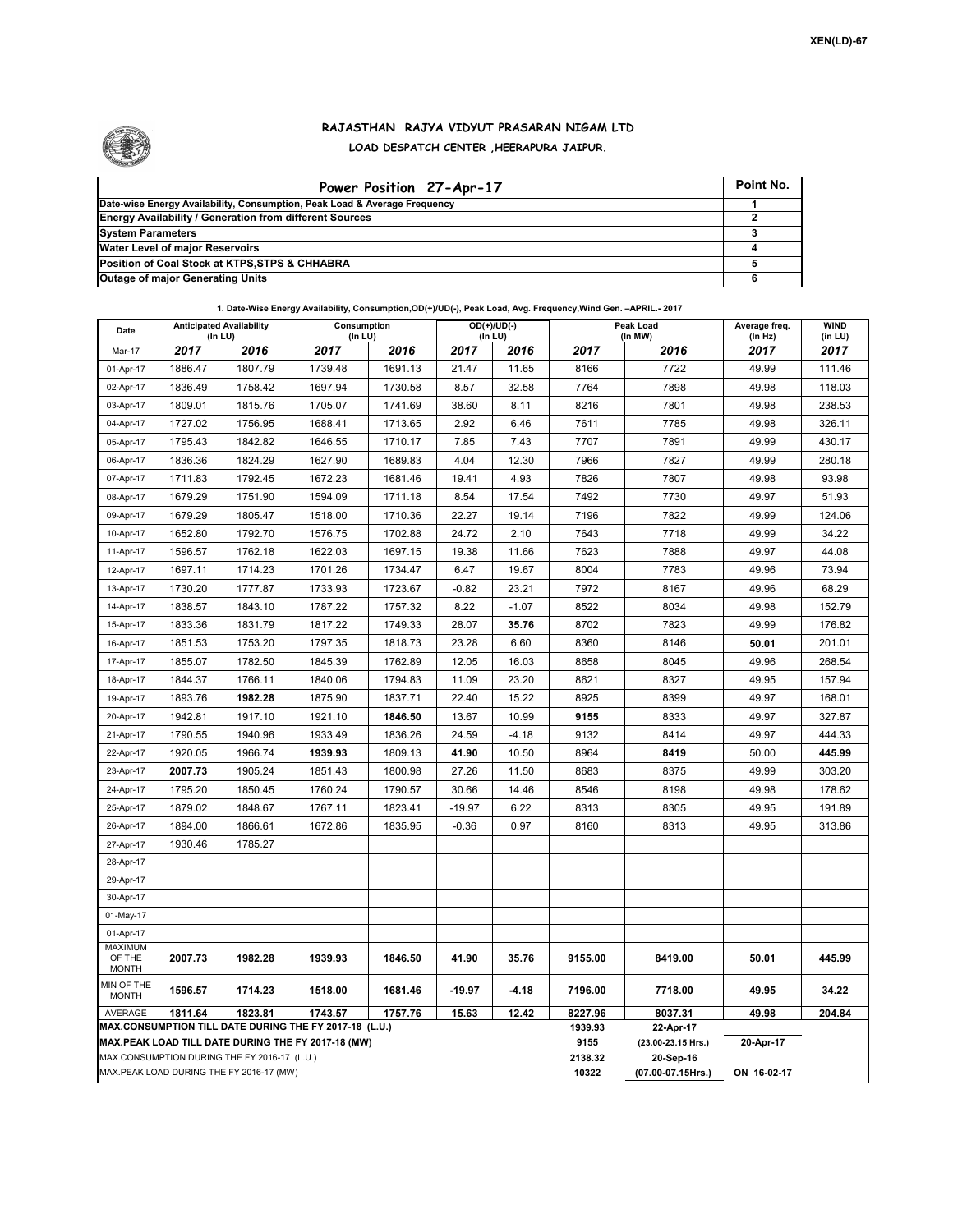XEN(LD)-67

# RAJASTHAN RAJYA VIDYUT PRASARAN NIGAM LTD

## LOAD DESPATCH CENTER ,HEERAPURA JAIPUR.

| Power Position 27-Apr-17 | Point No. |
|---|---|
| Date-wise Energy Availability, Consumption, Peak Load & Average Frequency | 1 |
| Energy Availability / Generation from different Sources | 2 |
| System Parameters | 3 |
| Water Level of major Reservoirs | 4 |
| Position of Coal Stock at KTPS,STPS & CHHABRA | 5 |
| Outage of major Generating Units | 6 |

**1. Date-Wise Energy Availability, Consumption,OD(+)/UD(-), Peak Load, Avg. Frequency,Wind Gen. –APRIL.- 2017**

| Date | Anticipated Availability (In LU) | | Consumption (In LU) | | OD(+)/UD(-) (In LU) | | Peak Load (In MW) | | Average freq. (In Hz) | WIND (in LU) |
|---|---|---|---|---|---|---|---|---|---|---|
| Mar-17 | 2017 | 2016 | 2017 | 2016 | 2017 | 2016 | 2017 | 2016 | 2017 | 2017 |
| 01-Apr-17 | 1886.47 | 1807.79 | 1739.48 | 1691.13 | 21.47 | 11.65 | 8166 | 7722 | 49.99 | 111.46 |
| 02-Apr-17 | 1836.49 | 1758.42 | 1697.94 | 1730.58 | 8.57 | 32.58 | 7764 | 7898 | 49.98 | 118.03 |
| 03-Apr-17 | 1809.01 | 1815.76 | 1705.07 | 1741.69 | 38.60 | 8.11 | 8216 | 7801 | 49.98 | 238.53 |
| 04-Apr-17 | 1727.02 | 1756.95 | 1688.41 | 1713.65 | 2.92 | 6.46 | 7611 | 7785 | 49.98 | 326.11 |
| 05-Apr-17 | 1795.43 | 1842.82 | 1646.55 | 1710.17 | 7.85 | 7.43 | 7707 | 7891 | 49.99 | 430.17 |
| 06-Apr-17 | 1836.36 | 1824.29 | 1627.90 | 1689.83 | 4.04 | 12.30 | 7966 | 7827 | 49.99 | 280.18 |
| 07-Apr-17 | 1711.83 | 1792.45 | 1672.23 | 1681.46 | 19.41 | 4.93 | 7826 | 7807 | 49.98 | 93.98 |
| 08-Apr-17 | 1679.29 | 1751.90 | 1594.09 | 1711.18 | 8.54 | 17.54 | 7492 | 7730 | 49.97 | 51.93 |
| 09-Apr-17 | 1679.29 | 1805.47 | 1518.00 | 1710.36 | 22.27 | 19.14 | 7196 | 7822 | 49.99 | 124.06 |
| 10-Apr-17 | 1652.80 | 1792.70 | 1576.75 | 1702.88 | 24.72 | 2.10 | 7643 | 7718 | 49.99 | 34.22 |
| 11-Apr-17 | 1596.57 | 1762.18 | 1622.03 | 1697.15 | 19.38 | 11.66 | 7623 | 7888 | 49.97 | 44.08 |
| 12-Apr-17 | 1697.11 | 1714.23 | 1701.26 | 1734.47 | 6.47 | 19.67 | 8004 | 7783 | 49.96 | 73.94 |
| 13-Apr-17 | 1730.20 | 1777.87 | 1733.93 | 1723.67 | -0.82 | 23.21 | 7972 | 8167 | 49.96 | 68.29 |
| 14-Apr-17 | 1838.57 | 1843.10 | 1787.22 | 1757.32 | 8.22 | -1.07 | 8522 | 8034 | 49.98 | 152.79 |
| 15-Apr-17 | 1833.36 | 1831.79 | 1817.22 | 1749.33 | 28.07 | **35.76** | 8702 | 7823 | 49.99 | 176.82 |
| 16-Apr-17 | 1851.53 | 1753.20 | 1797.35 | 1818.73 | 23.28 | 6.60 | 8360 | 8146 | **50.01** | 201.01 |
| 17-Apr-17 | 1855.07 | 1782.50 | 1845.39 | 1762.89 | 12.05 | 16.03 | 8658 | 8045 | 49.96 | 268.54 |
| 18-Apr-17 | 1844.37 | 1766.11 | 1840.06 | 1794.83 | 11.09 | 23.20 | 8621 | 8327 | 49.95 | 157.94 |
| 19-Apr-17 | 1893.76 | **1982.28** | 1875.90 | 1837.71 | 22.40 | 15.22 | 8925 | 8399 | 49.97 | 168.01 |
| 20-Apr-17 | 1942.81 | 1917.10 | 1921.10 | **1846.50** | 13.67 | 10.99 | **9155** | 8333 | 49.97 | 327.87 |
| 21-Apr-17 | 1790.55 | 1940.96 | 1933.49 | 1836.26 | 24.59 | -4.18 | 9132 | 8414 | 49.97 | 444.33 |
| 22-Apr-17 | 1920.05 | 1966.74 | **1939.93** | 1809.13 | **41.90** | 10.50 | 8964 | **8419** | 50.00 | **445.99** |
| 23-Apr-17 | **2007.73** | 1905.24 | 1851.43 | 1800.98 | 27.26 | 11.50 | 8683 | 8375 | 49.99 | 303.20 |
| 24-Apr-17 | 1795.20 | 1850.45 | 1760.24 | 1790.57 | 30.66 | 14.46 | 8546 | 8198 | 49.98 | 178.62 |
| 25-Apr-17 | 1879.02 | 1848.67 | 1767.11 | 1823.41 | -19.97 | 6.22 | 8313 | 8305 | 49.95 | 191.89 |
| 26-Apr-17 | 1894.00 | 1866.61 | 1672.86 | 1835.95 | -0.36 | 0.97 | 8160 | 8313 | 49.95 | 313.86 |
| 27-Apr-17 | 1930.46 | 1785.27 | | | | | | | | |
| 28-Apr-17 | | | | | | | | | | |
| 29-Apr-17 | | | | | | | | | | |
| 30-Apr-17 | | | | | | | | | | |
| 01-May-17 | | | | | | | | | | |
| 01-Apr-17 | | | | | | | | | | |
| MAXIMUM OF THE MONTH | **2007.73** | **1982.28** | **1939.93** | **1846.50** | **41.90** | **35.76** | **9155.00** | **8419.00** | **50.01** | **445.99** |
| MIN OF THE MONTH | **1596.57** | **1714.23** | **1518.00** | **1681.46** | **-19.97** | **-4.18** | **7196.00** | **7718.00** | **49.95** | **34.22** |
| AVERAGE | **1811.64** | **1823.81** | **1743.57** | **1757.76** | **15.63** | **12.42** | **8227.96** | **8037.31** | **49.98** | **204.84** |

| | | | |
|---|---|---|---|
| **MAX.CONSUMPTION TILL DATE DURING THE FY 2017-18 (L.U.)** | **1939.93** | **22-Apr-17** | |
| **MAX.PEAK LOAD TILL DATE DURING THE FY 2017-18 (MW)** | **9155** | **(23.00-23.15 Hrs.)** | **20-Apr-17** |
| MAX.CONSUMPTION DURING THE FY 2016-17 (L.U.) | **2138.32** | **20-Sep-16** | |
| MAX.PEAK LOAD DURING THE FY 2016-17 (MW) | **10322** | **(07.00-07.15Hrs.)** | **ON 16-02-17** |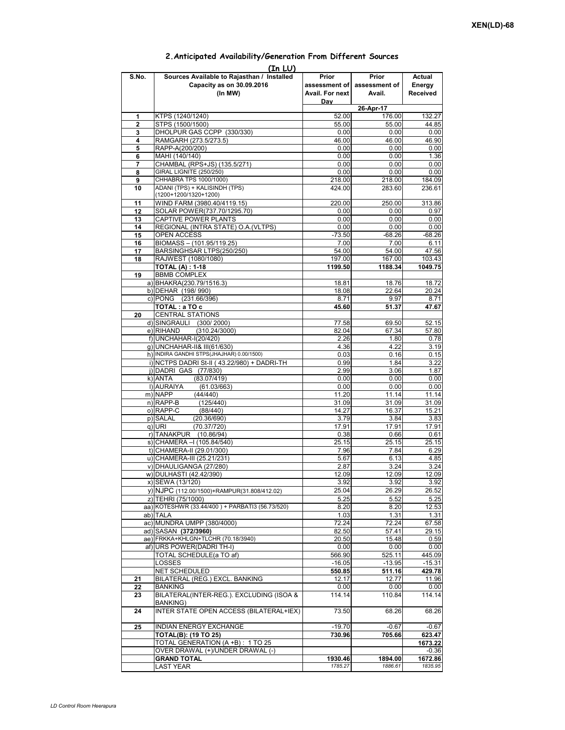XEN(LD)-68

## 2.Anticipated Availability/Generation From Different Sources

(In LU)

| S.No. | Sources Available to Rajasthan / Installed Capacity as on 30.09.2016 (In MW) | Prior assessment of Avail. For next Day | Prior assessment of Avail. | Actual Energy Received |
|---|---|---|---|---|
| | | | 26-Apr-17 | |
| 1 | KTPS (1240/1240) | 52.00 | 176.00 | 132.27 |
| 2 | STPS (1500/1500) | 55.00 | 55.00 | 44.85 |
| 3 | DHOLPUR GAS CCPP (330/330) | 0.00 | 0.00 | 0.00 |
| 4 | RAMGARH (273.5/273.5) | 46.00 | 46.00 | 46.90 |
| 5 | RAPP-A(200/200) | 0.00 | 0.00 | 0.00 |
| 6 | MAHI (140/140) | 0.00 | 0.00 | 1.36 |
| 7 | CHAMBAL (RPS+JS) (135.5/271) | 0.00 | 0.00 | 0.00 |
| 8 | GIRAL LIGNITE (250/250) | 0.00 | 0.00 | 0.00 |
| 9 | CHHABRA TPS 1000/1000) | 218.00 | 218.00 | 184.09 |
| 10 | ADANI (TPS) + KALISINDH (TPS) (1200+1200/1320+1200) | 424.00 | 283.60 | 236.61 |
| 11 | WIND FARM (3980.40/4119.15) | 220.00 | 250.00 | 313.86 |
| 12 | SOLAR POWER(737.70/1295.70) | 0.00 | 0.00 | 0.97 |
| 13 | CAPTIVE POWER PLANTS | 0.00 | 0.00 | 0.00 |
| 14 | REGIONAL (INTRA STATE) O.A.(VLTPS) | 0.00 | 0.00 | 0.00 |
| 15 | OPEN ACCESS | -73.50 | -68.26 | -68.26 |
| 16 | BIOMASS – (101.95/119.25) | 7.00 | 7.00 | 6.11 |
| 17 | BARSINGHSAR LTPS(250/250) | 54.00 | 54.00 | 47.56 |
| 18 | RAJWEST (1080/1080) | 197.00 | 167.00 | 103.43 |
| | **TOTAL (A) : 1-18** | **1199.50** | **1188.34** | **1049.75** |
| 19 | BBMB COMPLEX | | | |
| | a) BHAKRA(230.79/1516.3) | 18.81 | 18.76 | 18.72 |
| | b) DEHAR (198/ 990) | 18.08 | 22.64 | 20.24 |
| | c) PONG (231.66/396) | 8.71 | 9.97 | 8.71 |
| | **TOTAL : a TO c** | **45.60** | **51.37** | **47.67** |
| 20 | CENTRAL STATIONS | | | |
| | d) SINGRAULI (300/ 2000) | 77.58 | 69.50 | 52.15 |
| | e) RIHAND (310.24/3000) | 82.04 | 67.34 | 57.80 |
| | f) UNCHAHAR-I(20/420) | 2.26 | 1.80 | 0.78 |
| | g) UNCHAHAR-II& III(61/630) | 4.36 | 4.22 | 3.19 |
| | h) INDIRA GANDHI STPS(JHAJHAR) 0.00/1500) | 0.03 | 0.16 | 0.15 |
| | i) NCTPS DADRI St-II ( 43.22/980) + DADRI-TH | 0.99 | 1.84 | 3.22 |
| | j) DADRI GAS (77/830) | 2.99 | 3.06 | 1.87 |
| | k) ANTA (83.07/419) | 0.00 | 0.00 | 0.00 |
| | l) AURAIYA (61.03/663) | 0.00 | 0.00 | 0.00 |
| | m) NAPP (44/440) | 11.20 | 11.14 | 11.14 |
| | n) RAPP-B (125/440) | 31.09 | 31.09 | 31.09 |
| | o) RAPP-C (88/440) | 14.27 | 16.37 | 15.21 |
| | p) SALAL (20.36/690) | 3.79 | 3.84 | 3.83 |
| | q) URI (70.37/720) | 17.91 | 17.91 | 17.91 |
| | r) TANAKPUR (10.86/94) | 0.38 | 0.66 | 0.61 |
| | s) CHAMERA –I (105.84/540) | 25.15 | 25.15 | 25.15 |
| | t) CHAMERA-II (29.01/300) | 7.96 | 7.84 | 6.29 |
| | u) CHAMERA-III (25.21/231) | 5.67 | 6.13 | 4.85 |
| | v) DHAULIGANGA (27/280) | 2.87 | 3.24 | 3.24 |
| | w) DULHASTI (42.42/390) | 12.09 | 12.09 | 12.09 |
| | x) SEWA (13/120) | 3.92 | 3.92 | 3.92 |
| | y) NJPC (112.00/1500)+RAMPUR(31.808/412.02) | 25.04 | 26.29 | 26.52 |
| | z) TEHRI (75/1000) | 5.25 | 5.52 | 5.25 |
| | aa) KOTESHWR (33.44/400 ) + PARBATI3 (56.73/520) | 8.20 | 8.20 | 12.53 |
| | ab) TALA | 1.03 | 1.31 | 1.31 |
| | ac) MUNDRA UMPP (380/4000) | 72.24 | 72.24 | 67.58 |
| | ad) SASAN **(372/3960)** | 82.50 | 57.41 | 29.15 |
| | ae) FRKKA+KHLGN+TLCHR (70.18/3940) | 20.50 | 15.48 | 0.59 |
| | af) URS POWER(DADRI TH-I) | 0.00 | 0.00 | 0.00 |
| | TOTAL SCHEDULE(a TO af) | 566.90 | 525.11 | 445.09 |
| | LOSSES | -16.05 | -13.95 | -15.31 |
| | NET SCHEDULED | **550.85** | **511.16** | **429.78** |
| 21 | BILATERAL (REG.) EXCL. BANKING | 12.17 | 12.77 | 11.96 |
| 22 | BANKING | 0.00 | 0.00 | 0.00 |
| 23 | BILATERAL(INTER-REG.). EXCLUDING (ISOA & BANKING) | 114.14 | 110.84 | 114.14 |
| 24 | INTER STATE OPEN ACCESS (BILATERAL+IEX) | 73.50 | 68.26 | 68.26 |
| 25 | INDIAN ENERGY EXCHANGE | -19.70 | -0.67 | -0.67 |
| | **TOTAL(B): (19 TO 25)** | **730.96** | **705.66** | **623.47** |
| | TOTAL GENERATION (A +B) : 1 TO 25 | | | **1673.22** |
| | OVER DRAWAL (+)/UNDER DRAWAL (-) | | | -0.36 |
| | **GRAND TOTAL** | **1930.46** | **1894.00** | **1672.86** |
| | *LAST YEAR* | *1785.27* | *1886.61* | *1835.95* |

*LD Control Room Heerapura*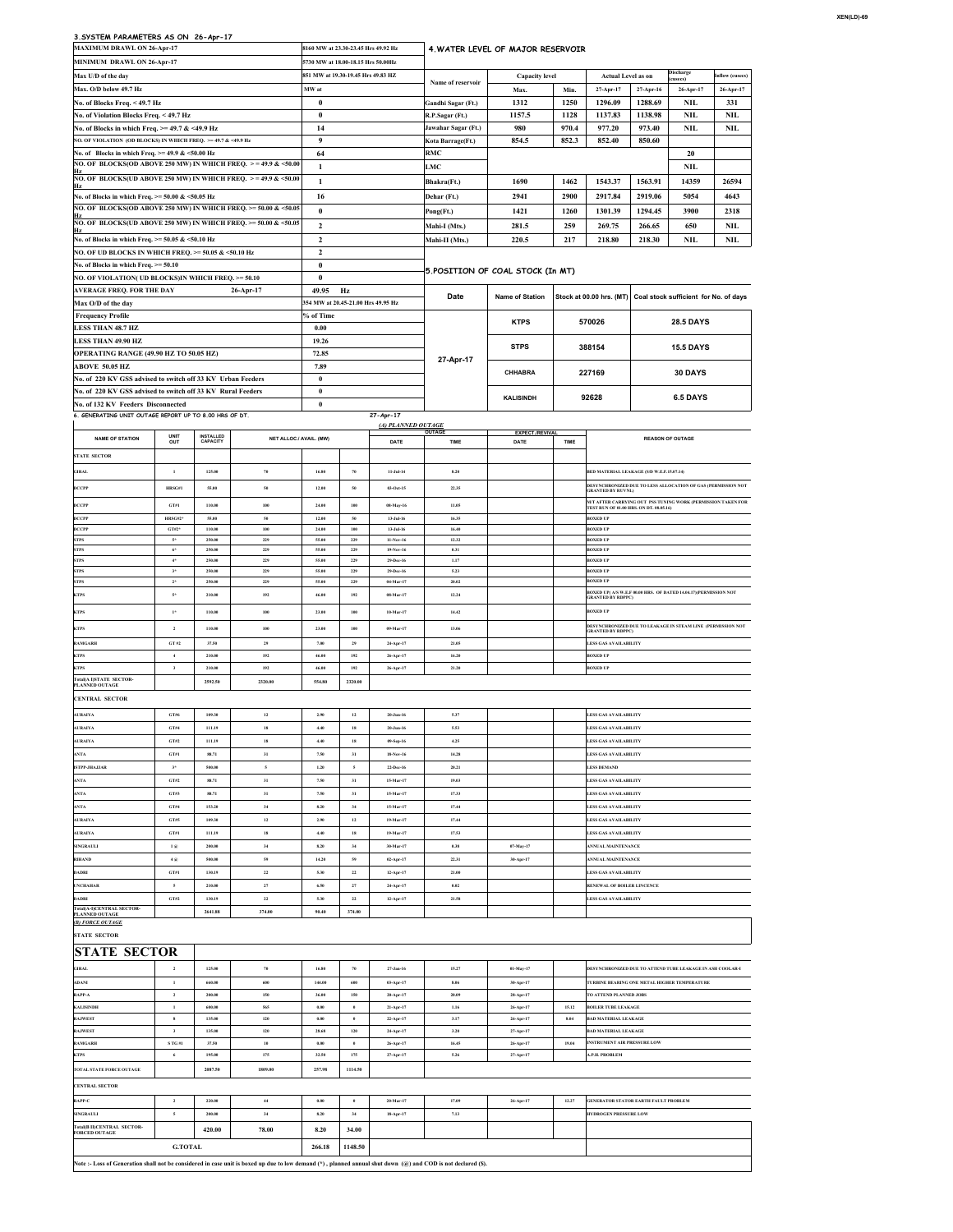## 3.SYSTEM PARAMETERS AS ON 26-Apr-17

| | |
|---|---|
| MAXIMUM DRAWL ON 26-Apr-17 | 8160 MW at 23.30-23.45 Hrs 49.92 Hz |
| MINIMUM DRAWL ON 26-Apr-17 | 5730 MW at 18.00-18.15 Hrs 50.00Hz |
| Max U/D of the day | 851 MW at 19.30-19.45 Hrs 49.83 HZ |
| Max. O/D below 49.7 Hz | MW at |
| No. of Blocks Freq. < 49.7 Hz | 0 |
| No. of Violation Blocks Freq. < 49.7 Hz | 0 |
| No. of Blocks in which Freq. >= 49.7 & <49.9 Hz | 14 |
| NO. OF VIOLATION (OD BLOCKS) IN WHICH FREQ. >= 49.7 & <49.9 Hz | 9 |
| No. of Blocks in which Freq. >= 49.9 & <50.00 Hz | 64 |
| NO. OF BLOCKS(OD ABOVE 250 MW) IN WHICH FREQ. > = 49.9 & <50.00 Hz | 1 |
| NO. OF BLOCKS(UD ABOVE 250 MW) IN WHICH FREQ. > = 49.9 & <50.00 Hz | 1 |
| No. of Blocks in which Freq. >= 50.00 & <50.05 Hz | 16 |
| NO. OF BLOCKS(OD ABOVE 250 MW) IN WHICH FREQ. >= 50.00 & <50.05 Hz | 0 |
| NO. OF BLOCKS(UD ABOVE 250 MW) IN WHICH FREQ. >= 50.00 & <50.05 Hz | 2 |
| No. of Blocks in which Freq. >= 50.05 & <50.10 Hz | 2 |
| NO. OF UD BLOCKS IN WHICH FREQ. >= 50.05 & <50.10 Hz | 2 |
| No. of Blocks in which Freq. >= 50.10 | 0 |
| NO. OF VIOLATION( UD BLOCKS)IN WHICH FREQ. >= 50.10 | 0 |
| AVERAGE FREQ. FOR THE DAY 26-Apr-17 | 49.95 Hz |
| Max O/D of the day | 354 MW at 20.45-21.00 Hrs 49.95 Hz |
| Frequency Profile | % of Time |
| LESS THAN 48.7 HZ | 0.00 |
| LESS THAN 49.90 HZ | 19.26 |
| OPERATING RANGE (49.90 HZ TO 50.05 HZ) | 72.85 |
| ABOVE 50.05 HZ | 7.89 |
| No. of 220 KV GSS advised to switch off 33 KV Urban Feeders | 0 |
| No. of 220 KV GSS advised to switch off 33 KV Rural Feeders | 0 |
| No. of 132 KV Feeders Disconnected | 0 |

## 4.WATER LEVEL OF MAJOR RESERVOIR

| Name of reservoir | Capacity level Max. | Capacity level Min. | Actual Level as on 27-Apr-17 | Actual Level as on 27-Apr-16 | Discharge (cusecs) 26-Apr-17 | Inflow (cusecs) 26-Apr-17 |
|---|---|---|---|---|---|---|
| Gandhi Sagar (Ft.) | 1312 | 1250 | 1296.09 | 1288.69 | NIL | 331 |
| R.P.Sagar (Ft.) | 1157.5 | 1128 | 1137.83 | 1138.98 | NIL | NIL |
| Jawahar Sagar (Ft.) | 980 | 970.4 | 977.20 | 973.40 | NIL | NIL |
| Kota Barrage(Ft.) | 854.5 | 852.3 | 852.40 | 850.60 | | |
| RMC | | | | | 20 | |
| LMC | | | | | NIL | |
| Bhakra(Ft.) | 1690 | 1462 | 1543.37 | 1563.91 | 14359 | 26594 |
| Dehar (Ft.) | 2941 | 2900 | 2917.84 | 2919.06 | 5054 | 4643 |
| Pong(Ft.) | 1421 | 1260 | 1301.39 | 1294.45 | 3900 | 2318 |
| Mahi-I (Mts.) | 281.5 | 259 | 269.75 | 266.65 | 650 | NIL |
| Mahi-II (Mts.) | 220.5 | 217 | 218.80 | 218.30 | NIL | NIL |

## 5.POSITION OF COAL STOCK (In MT)

| Date | Name of Station | Stock at 00.00 hrs. (MT) | Coal stock sufficient for No. of days |
|---|---|---|---|
| 27-Apr-17 | KTPS | 570026 | 28.5 DAYS |
| | STPS | 388154 | 15.5 DAYS |
| | CHHABRA | 227169 | 30 DAYS |
| | KALISINDH | 92628 | 6.5 DAYS |

## 6. GENERATING UNIT OUTAGE REPORT UP TO 8.00 HRS OF DT. 27-Apr-17

### (A) PLANNED OUTAGE

| NAME OF STATION | UNIT OUT | INSTALLED CAPACITY | NET ALLOC / AVAIL. (MW) | | | OUTAGE DATE | OUTAGE TIME | EXPECT./REVIVAL DATE | EXPECT./REVIVAL TIME | REASON OF OUTAGE |
|---|---|---|---|---|---|---|---|---|---|---|
| STATE SECTOR | | | | | | | | | | |
| GIRAL | 1 | 125.00 | 70 | 16.80 | 70 | 11-Jul-14 | 8.20 | | | BED MATERIAL LEAKAGE (S/D W.E.F.15.07.14) |
| DCCPP | HRSG#1 | 55.00 | 50 | 12.00 | 50 | 03-Oct-15 | 22.35 | | | DESYNCHRONIZED DUE TO LESS ALLOCATION OF GAS (PERMISSION NOT GRANTED BY RUVNL) |
| DCCPP | GT#1 | 110.00 | 100 | 24.00 | 100 | 08-May-16 | 11.05 | | | M/T AFTER CARRYING OUT PSS TUNING WORK (PERMISSION TAKEN FOR TEST RUN OF 01.00 HRS. ON DT. 08.05.16) |
| DCCPP | HRSG#2* | 55.00 | 50 | 12.00 | 50 | 13-Jul-16 | 16.35 | | | BOXED UP |
| DCCPP | GT#2* | 110.00 | 100 | 24.00 | 100 | 13-Jul-16 | 16.40 | | | BOXED UP |
| STPS | 5* | 250.00 | 229 | 55.00 | 229 | 11-Nov-16 | 12.32 | | | BOXED UP |
| STPS | 6* | 250.00 | 229 | 55.00 | 229 | 19-Nov-16 | 0.31 | | | BOXED UP |
| STPS | 4* | 250.00 | 229 | 55.00 | 229 | 29-Dec-16 | 1.17 | | | BOXED UP |
| STPS | 3* | 250.00 | 229 | 55.00 | 229 | 29-Dec-16 | 5.23 | | | BOXED UP |
| STPS | 2* | 250.00 | 229 | 55.00 | 229 | 04-Mar-17 | 20.02 | | | BOXED UP |
| KTPS | 5* | 210.00 | 192 | 46.00 | 192 | 08-Mar-17 | 12.24 | | | BOXED UP( A/S W.E.F 00.00 HRS. OF DATED 14.04.17)(PERMISSION NOT GRANTED BY RDPPC) |
| KTPS | 1* | 110.00 | 100 | 23.00 | 100 | 10-Mar-17 | 14.42 | | | BOXED UP |
| KTPS | 2 | 110.00 | 100 | 23.00 | 100 | 09-Mar-17 | 13.06 | | | DESYNCHRONIZED DUE TO LEAKAGE IN STEAM LINE (PERMISSION NOT GRANTED BY RDPPC) |
| RAMGARH | GT #2 | 37.50 | 29 | 7.00 | 29 | 24-Apr-17 | 21.05 | | | LESS GAS AVAILABILITY |
| KTPS | 4 | 210.00 | 192 | 46.00 | 192 | 26-Apr-17 | 16.20 | | | BOXED UP |
| KTPS | 3 | 210.00 | 192 | 46.00 | 192 | 26-Apr-17 | 21.20 | | | BOXED UP |
| Total(A I)STATE SECTOR-PLANNED OUTAGE | | 2592.50 | 2320.00 | 554.80 | 2320.00 | | | | | |
| CENTRAL SECTOR | | | | | | | | | | |
| AURAIYA | GT#6 | 109.30 | 12 | 2.90 | 12 | 20-Jun-16 | 5.37 | | | LESS GAS AVAILABILITY |
| AURAIYA | GT#4 | 111.19 | 18 | 4.40 | 18 | 20-Jun-16 | 5.53 | | | LESS GAS AVAILABILITY |
| AURAIYA | GT#2 | 111.19 | 18 | 4.40 | 18 | 09-Sep-16 | 4.25 | | | LESS GAS AVAILABILITY |
| ANTA | GT#1 | 88.71 | 31 | 7.50 | 31 | 18-Nov-16 | 16.28 | | | LESS GAS AVAILABILITY |
| ISTPP-JHAJJAR | 3* | 500.00 | 5 | 1.20 | 5 | 22-Dec-16 | 20.21 | | | LESS DEMAND |
| ANTA | GT#2 | 88.71 | 31 | 7.50 | 31 | 15-Mar-17 | 19.03 | | | LESS GAS AVAILABILITY |
| ANTA | GT#3 | 88.71 | 31 | 7.50 | 31 | 15-Mar-17 | 17.33 | | | LESS GAS AVAILABILITY |
| ANTA | GT#4 | 153.20 | 34 | 8.20 | 34 | 15-Mar-17 | 17.44 | | | LESS GAS AVAILABILITY |
| AURAIYA | GT#5 | 109.30 | 12 | 2.90 | 12 | 19-Mar-17 | 17.44 | | | LESS GAS AVAILABILITY |
| AURAIYA | GT#1 | 111.19 | 18 | 4.40 | 18 | 19-Mar-17 | 17.53 | | | LESS GAS AVAILABILITY |
| SINGRAULI | 1 @ | 200.00 | 34 | 8.20 | 34 | 30-Mar-17 | 0.38 | 07-May-17 | | ANNUAL MAINTENANCE |
| RIHAND | 4 @ | 500.00 | 59 | 14.20 | 59 | 02-Apr-17 | 22.31 | 30-Apr-17 | | ANNUAL MAINTENANCE |
| DADRI | GT#1 | 130.19 | 22 | 5.30 | 22 | 12-Apr-17 | 21.08 | | | LESS GAS AVAILABILITY |
| UNCHAHAR | 5 | 210.00 | 27 | 6.50 | 27 | 24-Apr-17 | 0.02 | | | RENEWAL OF BOILER LINCENCE |
| DADRI | GT#2 | 130.19 | 22 | 5.30 | 22 | 12-Apr-17 | 21.58 | | | LESS GAS AVAILABILITY |
| Total(A-II)CENTRAL SECTOR-PLANNED OUTAGE | | 2641.88 | 374.00 | 90.40 | 374.00 | | | | | |

### (B) FORCE OUTAGE

| NAME OF STATION | UNIT OUT | INSTALLED CAPACITY | NET ALLOC / AVAIL. (MW) | | | OUTAGE DATE | OUTAGE TIME | EXPECT./REVIVAL DATE | EXPECT./REVIVAL TIME | REASON OF OUTAGE |
|---|---|---|---|---|---|---|---|---|---|---|
| STATE SECTOR | | | | | | | | | | |
| GIRAL | 2 | 125.00 | 70 | 16.80 | 70 | 27-Jan-16 | 15.27 | 01-May-17 | | DESYNCHRONIZED DUE TO ATTEND TUBE LEAKAGE IN ASH COOLAR-I |
| ADANI | 1 | 660.00 | 600 | 144.00 | 600 | 03-Apr-17 | 8.06 | 30-Apr-17 | | TURBINE BEARING ONE METAL HIGHER TEMPERATURE |
| RAPP-A | 2 | 200.00 | 150 | 36.00 | 150 | 20-Apr-17 | 20.09 | 28-Apr-17 | | TO ATTEND PLANNED JOBS |
| KALISINDH | 1 | 600.00 | 565 | 0.00 | 0 | 21-Apr-17 | 1.16 | 26-Apr-17 | 15.12 | BOILER TUBE LEAKAGE |
| RAJWEST | 8 | 135.00 | 120 | 0.00 | 0 | 22-Apr-17 | 3.17 | 26-Apr-17 | 8.04 | BAD MATERIAL LEAKAGE |
| RAJWEST | 3 | 135.00 | 120 | 28.68 | 120 | 24-Apr-17 | 3.20 | 27-Apr-17 | | BAD MATERIAL LEAKAGE |
| RAMGARH | S TG #1 | 37.50 | 10 | 0.00 | 0 | 26-Apr-17 | 16.45 | 26-Apr-17 | 19.04 | INSTRUMENT AIR PRESSURE LOW |
| KTPS | 6 | 195.00 | 175 | 32.50 | 175 | 27-Apr-17 | 5.26 | 27-Apr-17 | | A.P.H. PROBLEM |
| TOTAL STATE FORCE OUTAGE | | 2087.50 | 1809.00 | 257.98 | 1114.50 | | | | | |
| CENTRAL SECTOR | | | | | | | | | | |
| RAPP-C | 2 | 220.00 | 44 | 0.00 | 0 | 20-Mar-17 | 17.09 | 26-Apr-17 | 12.27 | GENERATOR STATOR EARTH FAULT PROBLEM |
| SINGRAULI | 5 | 200.00 | 34 | 8.20 | 34 | 18-Apr-17 | 7.13 | | | HYDROGEN PRESSURE LOW |
| Total(B II)CENTRAL SECTOR-FORCED OUTAGE | | 420.00 | 78.00 | 8.20 | 34.00 | | | | | |
| G.TOTAL | | | | 266.18 | 1148.50 | | | | | |

Note :- Loss of Generation shall not be considered in case unit is boxed up due to low demand (*) , planned annual shut down (@) and COD is not declared ($).